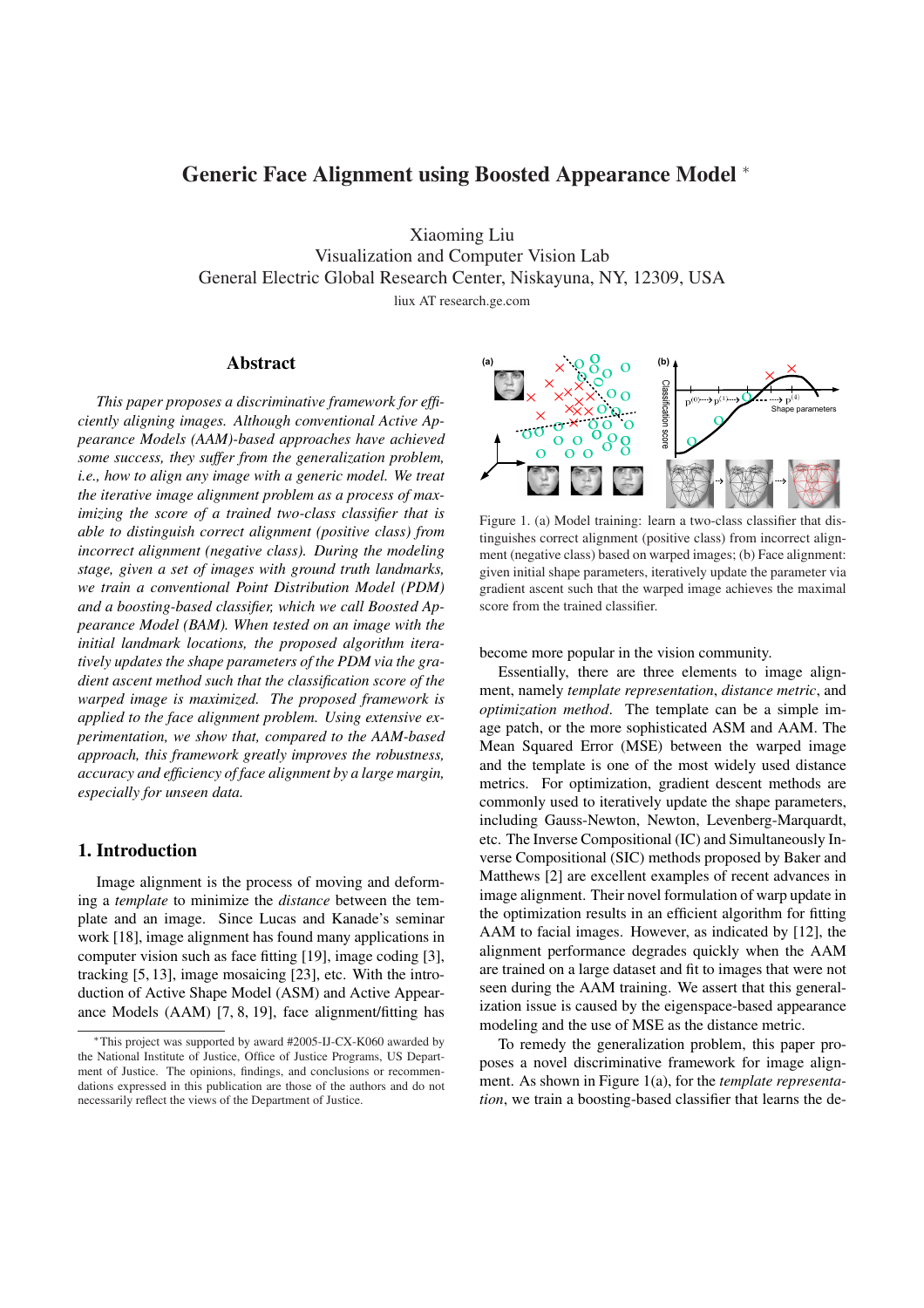# Generic Face Alignment using Boosted Appearance Model *

Xiaoming Liu
Visualization and Computer Vision Lab
General Electric Global Research Center, Niskayuna, NY, 12309, USA
liux AT research.ge.com

## Abstract

*This paper proposes a discriminative framework for efficiently aligning images. Although conventional Active Appearance Models (AAM)-based approaches have achieved some success, they suffer from the generalization problem, i.e., how to align any image with a generic model. We treat the iterative image alignment problem as a process of maximizing the score of a trained two-class classifier that is able to distinguish correct alignment (positive class) from incorrect alignment (negative class). During the modeling stage, given a set of images with ground truth landmarks, we train a conventional Point Distribution Model (PDM) and a boosting-based classifier, which we call Boosted Appearance Model (BAM). When tested on an image with the initial landmark locations, the proposed algorithm iteratively updates the shape parameters of the PDM via the gradient ascent method such that the classification score of the warped image is maximized. The proposed framework is applied to the face alignment problem. Using extensive experimentation, we show that, compared to the AAM-based approach, this framework greatly improves the robustness, accuracy and efficiency of face alignment by a large margin, especially for unseen data.*

## 1. Introduction

Image alignment is the process of moving and deforming a *template* to minimize the *distance* between the template and an image. Since Lucas and Kanade's seminar work [18], image alignment has found many applications in computer vision such as face fitting [19], image coding [3], tracking [5, 13], image mosaicing [23], etc. With the introduction of Active Shape Model (ASM) and Active Appearance Models (AAM) [7, 8, 19], face alignment/fitting has become more popular in the vision community.

Figure 1. (a) Model training: learn a two-class classifier that distinguishes correct alignment (positive class) from incorrect alignment (negative class) based on warped images; (b) Face alignment: given initial shape parameters, iteratively update the parameter via gradient ascent such that the warped image achieves the maximal score from the trained classifier.

Essentially, there are three elements to image alignment, namely *template representation*, *distance metric*, and *optimization method*. The template can be a simple image patch, or the more sophisticated ASM and AAM. The Mean Squared Error (MSE) between the warped image and the template is one of the most widely used distance metrics. For optimization, gradient descent methods are commonly used to iteratively update the shape parameters, including Gauss-Newton, Newton, Levenberg-Marquardt, etc. The Inverse Compositional (IC) and Simultaneously Inverse Compositional (SIC) methods proposed by Baker and Matthews [2] are excellent examples of recent advances in image alignment. Their novel formulation of warp update in the optimization results in an efficient algorithm for fitting AAM to facial images. However, as indicated by [12], the alignment performance degrades quickly when the AAM are trained on a large dataset and fit to images that were not seen during the AAM training. We assert that this generalization issue is caused by the eigenspace-based appearance modeling and the use of MSE as the distance metric.

To remedy the generalization problem, this paper proposes a novel discriminative framework for image alignment. As shown in Figure 1(a), for the *template representation*, we train a boosting-based classifier that learns the de-

*This project was supported by award #2005-IJ-CX-K060 awarded by the National Institute of Justice, Office of Justice Programs, US Department of Justice. The opinions, findings, and conclusions or recommendations expressed in this publication are those of the authors and do not necessarily reflect the views of the Department of Justice.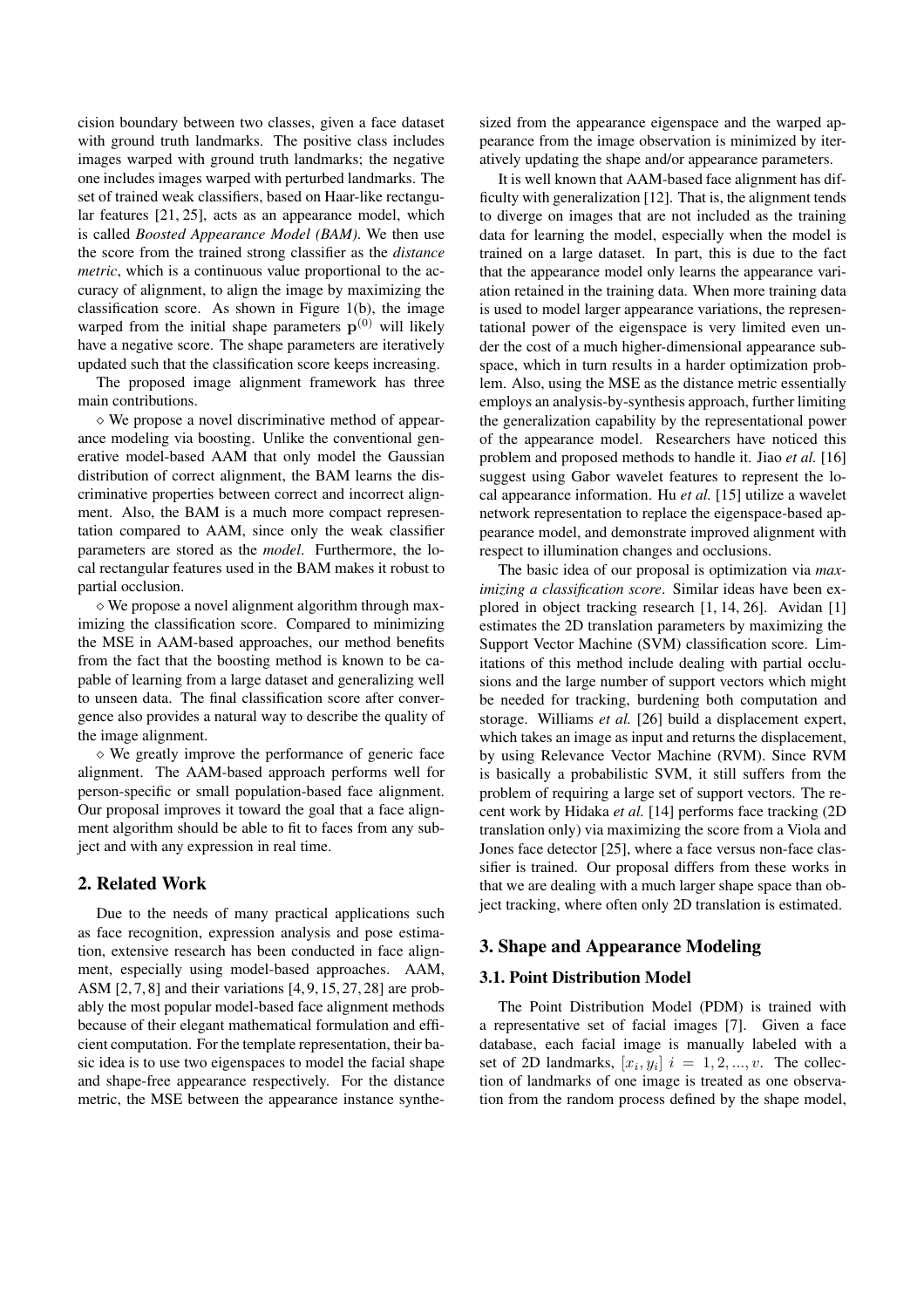cision boundary between two classes, given a face dataset with ground truth landmarks. The positive class includes images warped with ground truth landmarks; the negative one includes images warped with perturbed landmarks. The set of trained weak classifiers, based on Haar-like rectangular features [21, 25], acts as an appearance model, which is called *Boosted Appearance Model (BAM)*. We then use the score from the trained strong classifier as the *distance metric*, which is a continuous value proportional to the accuracy of alignment, to align the image by maximizing the classification score. As shown in Figure 1(b), the image warped from the initial shape parameters $\mathbf{p}^{(0)}$ will likely have a negative score. The shape parameters are iteratively updated such that the classification score keeps increasing.

The proposed image alignment framework has three main contributions.

⋄ We propose a novel discriminative method of appearance modeling via boosting. Unlike the conventional generative model-based AAM that only model the Gaussian distribution of correct alignment, the BAM learns the discriminative properties between correct and incorrect alignment. Also, the BAM is a much more compact representation compared to AAM, since only the weak classifier parameters are stored as the *model*. Furthermore, the local rectangular features used in the BAM makes it robust to partial occlusion.

⋄ We propose a novel alignment algorithm through maximizing the classification score. Compared to minimizing the MSE in AAM-based approaches, our method benefits from the fact that the boosting method is known to be capable of learning from a large dataset and generalizing well to unseen data. The final classification score after convergence also provides a natural way to describe the quality of the image alignment.

⋄ We greatly improve the performance of generic face alignment. The AAM-based approach performs well for person-specific or small population-based face alignment. Our proposal improves it toward the goal that a face alignment algorithm should be able to fit to faces from any subject and with any expression in real time.

## 2. Related Work

Due to the needs of many practical applications such as face recognition, expression analysis and pose estimation, extensive research has been conducted in face alignment, especially using model-based approaches. AAM, ASM [2, 7, 8] and their variations [4, 9, 15, 27, 28] are probably the most popular model-based face alignment methods because of their elegant mathematical formulation and efficient computation. For the template representation, their basic idea is to use two eigenspaces to model the facial shape and shape-free appearance respectively. For the distance metric, the MSE between the appearance instance synthesized from the appearance eigenspace and the warped appearance from the image observation is minimized by iteratively updating the shape and/or appearance parameters.

It is well known that AAM-based face alignment has difficulty with generalization [12]. That is, the alignment tends to diverge on images that are not included as the training data for learning the model, especially when the model is trained on a large dataset. In part, this is due to the fact that the appearance model only learns the appearance variation retained in the training data. When more training data is used to model larger appearance variations, the representational power of the eigenspace is very limited even under the cost of a much higher-dimensional appearance subspace, which in turn results in a harder optimization problem. Also, using the MSE as the distance metric essentially employs an analysis-by-synthesis approach, further limiting the generalization capability by the representational power of the appearance model. Researchers have noticed this problem and proposed methods to handle it. Jiao *et al.* [16] suggest using Gabor wavelet features to represent the local appearance information. Hu *et al.* [15] utilize a wavelet network representation to replace the eigenspace-based appearance model, and demonstrate improved alignment with respect to illumination changes and occlusions.

The basic idea of our proposal is optimization via *maximizing a classification score*. Similar ideas have been explored in object tracking research [1, 14, 26]. Avidan [1] estimates the 2D translation parameters by maximizing the Support Vector Machine (SVM) classification score. Limitations of this method include dealing with partial occlusions and the large number of support vectors which might be needed for tracking, burdening both computation and storage. Williams *et al.* [26] build a displacement expert, which takes an image as input and returns the displacement, by using Relevance Vector Machine (RVM). Since RVM is basically a probabilistic SVM, it still suffers from the problem of requiring a large set of support vectors. The recent work by Hidaka *et al.* [14] performs face tracking (2D translation only) via maximizing the score from a Viola and Jones face detector [25], where a face versus non-face classifier is trained. Our proposal differs from these works in that we are dealing with a much larger shape space than object tracking, where often only 2D translation is estimated.

## 3. Shape and Appearance Modeling

### 3.1. Point Distribution Model

The Point Distribution Model (PDM) is trained with a representative set of facial images [7]. Given a face database, each facial image is manually labeled with a set of 2D landmarks, $[x_i, y_i]$ $i = 1, 2, ..., v$. The collection of landmarks of one image is treated as one observation from the random process defined by the shape model,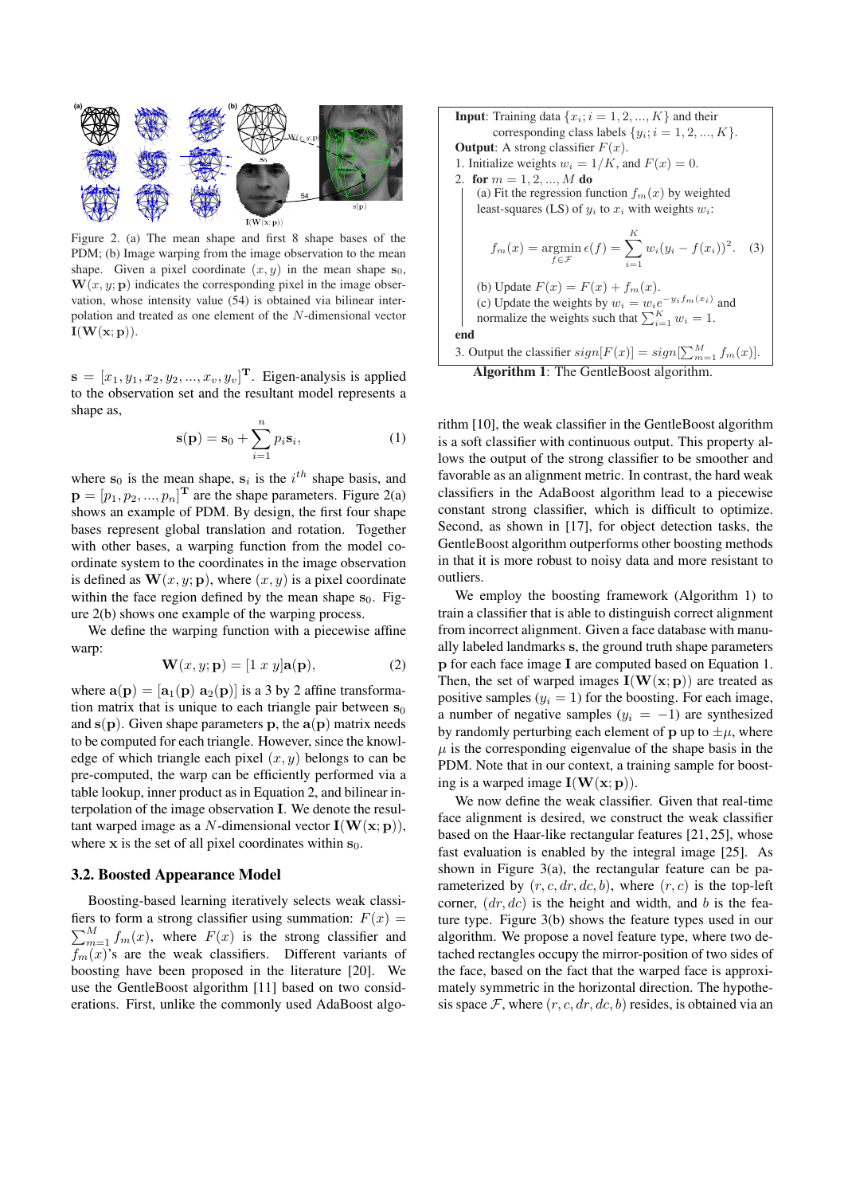Figure 2. (a) The mean shape and first 8 shape bases of the PDM; (b) Image warping from the image observation to the mean shape. Given a pixel coordinate $(x, y)$ in the mean shape $\mathbf{s}_0$, $\mathbf{W}(x, y; \mathbf{p})$ indicates the corresponding pixel in the image observation, whose intensity value (54) is obtained via bilinear interpolation and treated as one element of the $N$-dimensional vector $\mathbf{I}(\mathbf{W}(\mathbf{x}; \mathbf{p}))$.

$\mathbf{s} = [x_1, y_1, x_2, y_2, ..., x_v, y_v]^{\mathbf{T}}$. Eigen-analysis is applied to the observation set and the resultant model represents a shape as,

$$\mathbf{s}(\mathbf{p}) = \mathbf{s}_0 + \sum_{i=1}^{n} p_i \mathbf{s}_i, \tag{1}$$

where $\mathbf{s}_0$ is the mean shape, $\mathbf{s}_i$ is the $i^{th}$ shape basis, and $\mathbf{p} = [p_1, p_2, ..., p_n]^{\mathbf{T}}$ are the shape parameters. Figure 2(a) shows an example of PDM. By design, the first four shape bases represent global translation and rotation. Together with other bases, a warping function from the model coordinate system to the coordinates in the image observation is defined as $\mathbf{W}(x, y; \mathbf{p})$, where $(x, y)$ is a pixel coordinate within the face region defined by the mean shape $\mathbf{s}_0$. Figure 2(b) shows one example of the warping process.

We define the warping function with a piecewise affine warp:

$$\mathbf{W}(x, y; \mathbf{p}) = [1 \ x \ y]\mathbf{a}(\mathbf{p}), \tag{2}$$

where $\mathbf{a}(\mathbf{p}) = [\mathbf{a}_1(\mathbf{p}) \ \mathbf{a}_2(\mathbf{p})]$ is a 3 by 2 affine transformation matrix that is unique to each triangle pair between $\mathbf{s}_0$ and $\mathbf{s}(\mathbf{p})$. Given shape parameters $\mathbf{p}$, the $\mathbf{a}(\mathbf{p})$ matrix needs to be computed for each triangle. However, since the knowledge of which triangle each pixel $(x, y)$ belongs to can be pre-computed, the warp can be efficiently performed via a table lookup, inner product as in Equation 2, and bilinear interpolation of the image observation $\mathbf{I}$. We denote the resultant warped image as a $N$-dimensional vector $\mathbf{I}(\mathbf{W}(\mathbf{x}; \mathbf{p}))$, where $\mathbf{x}$ is the set of all pixel coordinates within $\mathbf{s}_0$.

### 3.2. Boosted Appearance Model

Boosting-based learning iteratively selects weak classifiers to form a strong classifier using summation: $F(x) = \sum_{m=1}^{M} f_m(x)$, where $F(x)$ is the strong classifier and $f_m(x)$'s are the weak classifiers. Different variants of boosting have been proposed in the literature [20]. We use the GentleBoost algorithm [11] based on two considerations. First, unlike the commonly used AdaBoost algorithm [10], the weak classifier in the GentleBoost algorithm is a soft classifier with continuous output. This property allows the output of the strong classifier to be smoother and favorable as an alignment metric. In contrast, the hard weak classifiers in the AdaBoost algorithm lead to a piecewise constant strong classifier, which is difficult to optimize. Second, as shown in [17], for object detection tasks, the GentleBoost algorithm outperforms other boosting methods in that it is more robust to noisy data and more resistant to outliers.

**Input**: Training data $\{x_i; i = 1, 2, ..., K\}$ and their corresponding class labels $\{y_i; i = 1, 2, ..., K\}$.
**Output**: A strong classifier $F(x)$.
1. Initialize weights $w_i = 1/K$, and $F(x) = 0$.
2. **for** $m = 1, 2, ..., M$ **do**
   (a) Fit the regression function $f_m(x)$ by weighted least-squares (LS) of $y_i$ to $x_i$ with weights $w_i$:

$$f_m(x) = \underset{f \in \mathcal{F}}{\operatorname{argmin}} \ \epsilon(f) = \sum_{i=1}^{K} w_i (y_i - f(x_i))^2. \tag{3}$$

   (b) Update $F(x) = F(x) + f_m(x)$.
   (c) Update the weights by $w_i = w_i e^{-y_i f_m(x_i)}$ and normalize the weights such that $\sum_{i=1}^{K} w_i = 1$.
**end**
3. Output the classifier $sign[F(x)] = sign[\sum_{m=1}^{M} f_m(x)]$.

**Algorithm 1**: The GentleBoost algorithm.

We employ the boosting framework (Algorithm 1) to train a classifier that is able to distinguish correct alignment from incorrect alignment. Given a face database with manually labeled landmarks $\mathbf{s}$, the ground truth shape parameters $\mathbf{p}$ for each face image $\mathbf{I}$ are computed based on Equation 1. Then, the set of warped images $\mathbf{I}(\mathbf{W}(\mathbf{x}; \mathbf{p}))$ are treated as positive samples ($y_i = 1$) for the boosting. For each image, a number of negative samples ($y_i = -1$) are synthesized by randomly perturbing each element of $\mathbf{p}$ up to $\pm\mu$, where $\mu$ is the corresponding eigenvalue of the shape basis in the PDM. Note that in our context, a training sample for boosting is a warped image $\mathbf{I}(\mathbf{W}(\mathbf{x}; \mathbf{p}))$.

We now define the weak classifier. Given that real-time face alignment is desired, we construct the weak classifier based on the Haar-like rectangular features [21, 25], whose fast evaluation is enabled by the integral image [25]. As shown in Figure 3(a), the rectangular feature can be parameterized by $(r, c, dr, dc, b)$, where $(r, c)$ is the top-left corner, $(dr, dc)$ is the height and width, and $b$ is the feature type. Figure 3(b) shows the feature types used in our algorithm. We propose a novel feature type, where two detached rectangles occupy the mirror-position of two sides of the face, based on the fact that the warped face is approximately symmetric in the horizontal direction. The hypothesis space $\mathcal{F}$, where $(r, c, dr, dc, b)$ resides, is obtained via an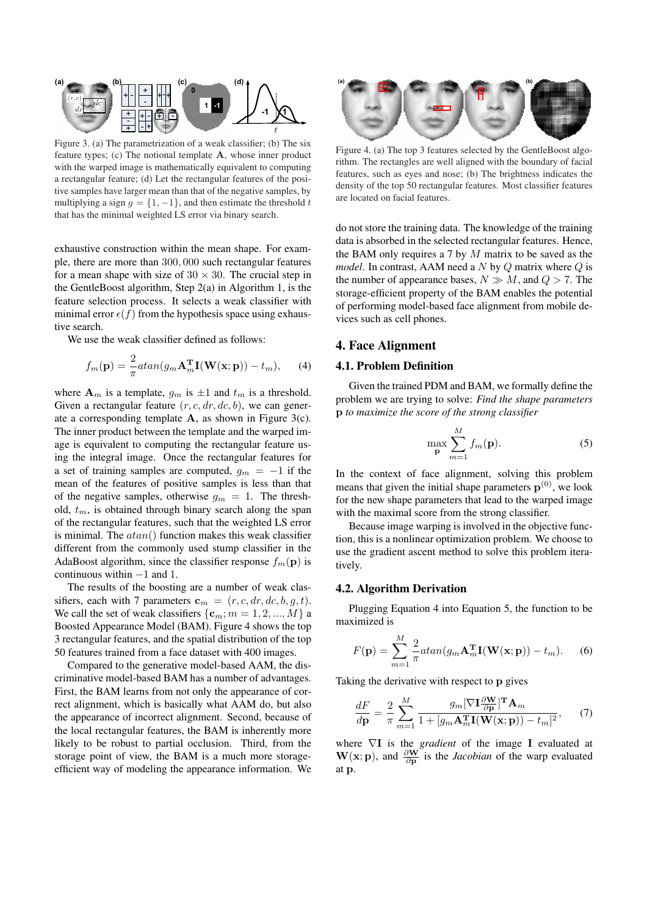Figure 3. (a) The parametrization of a weak classifier; (b) The six feature types; (c) The notional template $\mathbf{A}$, whose inner product with the warped image is mathematically equivalent to computing a rectangular feature; (d) Let the rectangular features of the positive samples have larger mean than that of the negative samples, by multiplying a sign $g = \{1, -1\}$, and then estimate the threshold $t$ that has the minimal weighted LS error via binary search.

exhaustive construction within the mean shape. For example, there are more than 300,000 such rectangular features for a mean shape with size of $30 \times 30$. The crucial step in the GentleBoost algorithm, Step 2(a) in Algorithm 1, is the feature selection process. It selects a weak classifier with minimal error $\epsilon(f)$ from the hypothesis space using exhaustive search.

We use the weak classifier defined as follows:

$$f_m(\mathbf{p}) = \frac{2}{\pi} atan(g_m \mathbf{A}_m^{\mathbf{T}} \mathbf{I}(\mathbf{W}(\mathbf{x};\mathbf{p})) - t_m), \quad (4)$$

where $\mathbf{A}_m$ is a template, $g_m$ is $\pm 1$ and $t_m$ is a threshold. Given a rectangular feature $(r, c, dr, dc, b)$, we can generate a corresponding template $\mathbf{A}$, as shown in Figure 3(c). The inner product between the template and the warped image is equivalent to computing the rectangular feature using the integral image. Once the rectangular features for a set of training samples are computed, $g_m = -1$ if the mean of the features of positive samples is less than that of the negative samples, otherwise $g_m = 1$. The threshold, $t_m$, is obtained through binary search along the span of the rectangular features, such that the weighted LS error is minimal. The $atan()$ function makes this weak classifier different from the commonly used stump classifier in the AdaBoost algorithm, since the classifier response $f_m(\mathbf{p})$ is continuous within $-1$ and $1$.

The results of the boosting are a number of weak classifiers, each with 7 parameters $\mathbf{c}_m = (r, c, dr, dc, b, g, t)$. We call the set of weak classifiers $\{\mathbf{c}_m; m = 1, 2, ..., M\}$ a Boosted Appearance Model (BAM). Figure 4 shows the top 3 rectangular features, and the spatial distribution of the top 50 features trained from a face dataset with 400 images.

Compared to the generative model-based AAM, the discriminative model-based BAM has a number of advantages. First, the BAM learns from not only the appearance of correct alignment, which is basically what AAM do, but also the appearance of incorrect alignment. Second, because of the local rectangular features, the BAM is inherently more likely to be robust to partial occlusion. Third, from the storage point of view, the BAM is a much more storage-efficient way of modeling the appearance information. We do not store the training data. The knowledge of the training data is absorbed in the selected rectangular features. Hence, the BAM only requires a 7 by $M$ matrix to be saved as the *model*. In contrast, AAM need a $N$ by $Q$ matrix where $Q$ is the number of appearance bases, $N \gg M$, and $Q > 7$. The storage-efficient property of the BAM enables the potential of performing model-based face alignment from mobile devices such as cell phones.

Figure 4. (a) The top 3 features selected by the GentleBoost algorithm. The rectangles are well aligned with the boundary of facial features, such as eyes and nose; (b) The brightness indicates the density of the top 50 rectangular features. Most classifier features are located on facial features.

## 4. Face Alignment

### 4.1. Problem Definition

Given the trained PDM and BAM, we formally define the problem we are trying to solve: *Find the shape parameters* $\mathbf{p}$ *to maximize the score of the strong classifier*

$$\max_{\mathbf{p}} \sum_{m=1}^{M} f_m(\mathbf{p}). \quad (5)$$

In the context of face alignment, solving this problem means that given the initial shape parameters $\mathbf{p}^{(0)}$, we look for the new shape parameters that lead to the warped image with the maximal score from the strong classifier.

Because image warping is involved in the objective function, this is a nonlinear optimization problem. We choose to use the gradient ascent method to solve this problem iteratively.

### 4.2. Algorithm Derivation

Plugging Equation 4 into Equation 5, the function to be maximized is

$$F(\mathbf{p}) = \sum_{m=1}^{M} \frac{2}{\pi} atan(g_m \mathbf{A}_m^{\mathbf{T}} \mathbf{I}(\mathbf{W}(\mathbf{x};\mathbf{p})) - t_m). \quad (6)$$

Taking the derivative with respect to $\mathbf{p}$ gives

$$\frac{dF}{d\mathbf{p}} = \frac{2}{\pi} \sum_{m=1}^{M} \frac{g_m [\nabla \mathbf{I} \frac{\partial \mathbf{W}}{\partial \mathbf{p}}]^{\mathbf{T}} \mathbf{A}_m}{1 + [g_m \mathbf{A}_m^{\mathbf{T}} \mathbf{I}(\mathbf{W}(\mathbf{x};\mathbf{p})) - t_m]^2}, \quad (7)$$

where $\nabla \mathbf{I}$ is the *gradient* of the image $\mathbf{I}$ evaluated at $\mathbf{W}(\mathbf{x};\mathbf{p})$, and $\frac{\partial \mathbf{W}}{\partial \mathbf{p}}$ is the *Jacobian* of the warp evaluated at $\mathbf{p}$.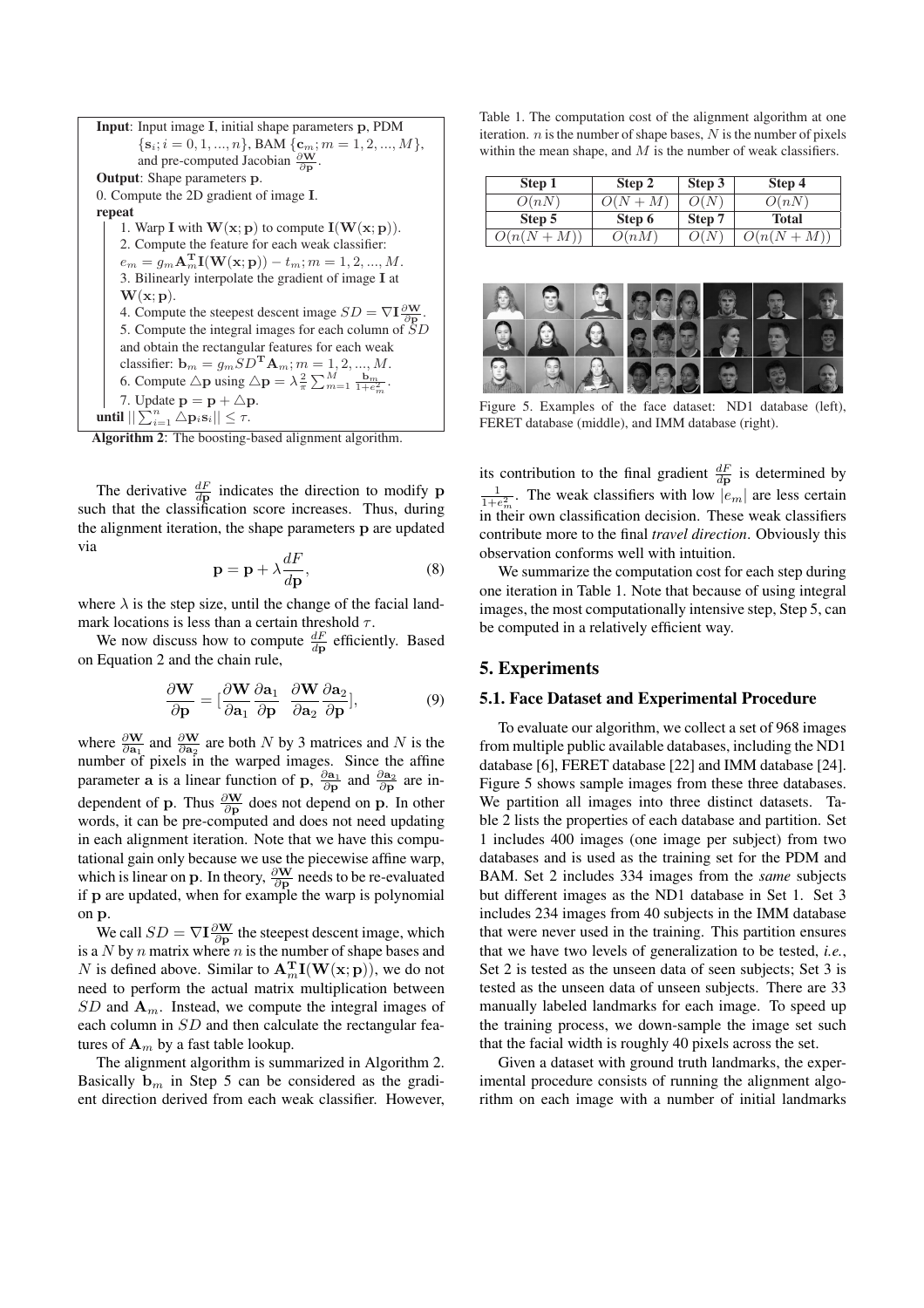**Input**: Input image $\mathbf{I}$, initial shape parameters $\mathbf{p}$, PDM $\{\mathbf{s}_i; i = 0, 1, ..., n\}$, BAM $\{\mathbf{c}_m; m = 1, 2, ..., M\}$, and pre-computed Jacobian $\frac{\partial \mathbf{W}}{\partial \mathbf{p}}$.

**Output**: Shape parameters $\mathbf{p}$.

0. Compute the 2D gradient of image $\mathbf{I}$.

**repeat**

1. Warp $\mathbf{I}$ with $\mathbf{W}(\mathbf{x}; \mathbf{p})$ to compute $\mathbf{I}(\mathbf{W}(\mathbf{x}; \mathbf{p}))$.
2. Compute the feature for each weak classifier: $e_m = g_m \mathbf{A}_m^{\mathbf{T}} \mathbf{I}(\mathbf{W}(\mathbf{x}; \mathbf{p})) - t_m; m = 1, 2, ..., M$.
3. Bilinearly interpolate the gradient of image $\mathbf{I}$ at $\mathbf{W}(\mathbf{x}; \mathbf{p})$.
4. Compute the steepest descent image $SD = \nabla \mathbf{I} \frac{\partial \mathbf{W}}{\partial \mathbf{p}}$.
5. Compute the integral images for each column of $SD$ and obtain the rectangular features for each weak classifier: $\mathbf{b}_m = g_m SD^{\mathbf{T}} \mathbf{A}_m; m = 1, 2, ..., M$.
6. Compute $\triangle \mathbf{p}$ using $\triangle \mathbf{p} = \lambda \frac{2}{\pi} \sum_{m=1}^{M} \frac{\mathbf{b}_m}{1+e_m^2}$.
7. Update $\mathbf{p} = \mathbf{p} + \triangle \mathbf{p}$.

**until** $|| \sum_{i=1}^{n} \triangle \mathbf{p}_i \mathbf{s}_i || \leq \tau$.

**Algorithm 2**: The boosting-based alignment algorithm.

The derivative $\frac{dF}{d\mathbf{p}}$ indicates the direction to modify $\mathbf{p}$ such that the classification score increases. Thus, during the alignment iteration, the shape parameters $\mathbf{p}$ are updated via

$$\mathbf{p} = \mathbf{p} + \lambda \frac{dF}{d\mathbf{p}}, \tag{8}$$

where $\lambda$ is the step size, until the change of the facial landmark locations is less than a certain threshold $\tau$.

We now discuss how to compute $\frac{dF}{d\mathbf{p}}$ efficiently. Based on Equation 2 and the chain rule,

$$\frac{\partial \mathbf{W}}{\partial \mathbf{p}} = [\frac{\partial \mathbf{W}}{\partial \mathbf{a}_1} \frac{\partial \mathbf{a}_1}{\partial \mathbf{p}} \quad \frac{\partial \mathbf{W}}{\partial \mathbf{a}_2} \frac{\partial \mathbf{a}_2}{\partial \mathbf{p}}], \tag{9}$$

where $\frac{\partial \mathbf{W}}{\partial \mathbf{a}_1}$ and $\frac{\partial \mathbf{W}}{\partial \mathbf{a}_2}$ are both $N$ by 3 matrices and $N$ is the number of pixels in the warped images. Since the affine parameter $\mathbf{a}$ is a linear function of $\mathbf{p}$, $\frac{\partial \mathbf{a}_1}{\partial \mathbf{p}}$ and $\frac{\partial \mathbf{a}_2}{\partial \mathbf{p}}$ are independent of $\mathbf{p}$. Thus $\frac{\partial \mathbf{W}}{\partial \mathbf{p}}$ does not depend on $\mathbf{p}$. In other words, it can be pre-computed and does not need updating in each alignment iteration. Note that we have this computational gain only because we use the piecewise affine warp, which is linear on $\mathbf{p}$. In theory, $\frac{\partial \mathbf{W}}{\partial \mathbf{p}}$ needs to be re-evaluated if $\mathbf{p}$ are updated, when for example the warp is polynomial on $\mathbf{p}$.

We call $SD = \nabla \mathbf{I} \frac{\partial \mathbf{W}}{\partial \mathbf{p}}$ the steepest descent image, which is a $N$ by $n$ matrix where $n$ is the number of shape bases and $N$ is defined above. Similar to $\mathbf{A}_m^{\mathbf{T}} \mathbf{I}(\mathbf{W}(\mathbf{x}; \mathbf{p}))$, we do not need to perform the actual matrix multiplication between $SD$ and $\mathbf{A}_m$. Instead, we compute the integral images of each column in $SD$ and then calculate the rectangular features of $\mathbf{A}_m$ by a fast table lookup.

The alignment algorithm is summarized in Algorithm 2. Basically $\mathbf{b}_m$ in Step 5 can be considered as the gradient direction derived from each weak classifier. However, its contribution to the final gradient $\frac{dF}{d\mathbf{p}}$ is determined by $\frac{1}{1+e_m^2}$. The weak classifiers with low $|e_m|$ are less certain in their own classification decision. These weak classifiers contribute more to the final *travel direction*. Obviously this observation conforms well with intuition.

We summarize the computation cost for each step during one iteration in Table 1. Note that because of using integral images, the most computationally intensive step, Step 5, can be computed in a relatively efficient way.

Table 1. The computation cost of the alignment algorithm at one iteration. $n$ is the number of shape bases, $N$ is the number of pixels within the mean shape, and $M$ is the number of weak classifiers.

| **Step 1** | **Step 2** | **Step 3** | **Step 4** |
|---|---|---|---|
| $O(nN)$ | $O(N+M)$ | $O(N)$ | $O(nN)$ |
| **Step 5** | **Step 6** | **Step 7** | **Total** |
| $O(n(N+M))$ | $O(nM)$ | $O(N)$ | $O(n(N+M))$ |

Figure 5. Examples of the face dataset: ND1 database (left), FERET database (middle), and IMM database (right).

## 5. Experiments

### 5.1. Face Dataset and Experimental Procedure

To evaluate our algorithm, we collect a set of 968 images from multiple public available databases, including the ND1 database [6], FERET database [22] and IMM database [24]. Figure 5 shows sample images from these three databases. We partition all images into three distinct datasets. Table 2 lists the properties of each database and partition. Set 1 includes 400 images (one image per subject) from two databases and is used as the training set for the PDM and BAM. Set 2 includes 334 images from the *same* subjects but different images as the ND1 database in Set 1. Set 3 includes 234 images from 40 subjects in the IMM database that were never used in the training. This partition ensures that we have two levels of generalization to be tested, *i.e.*, Set 2 is tested as the unseen data of seen subjects; Set 3 is tested as the unseen data of unseen subjects. There are 33 manually labeled landmarks for each image. To speed up the training process, we down-sample the image set such that the facial width is roughly 40 pixels across the set.

Given a dataset with ground truth landmarks, the experimental procedure consists of running the alignment algorithm on each image with a number of initial landmarks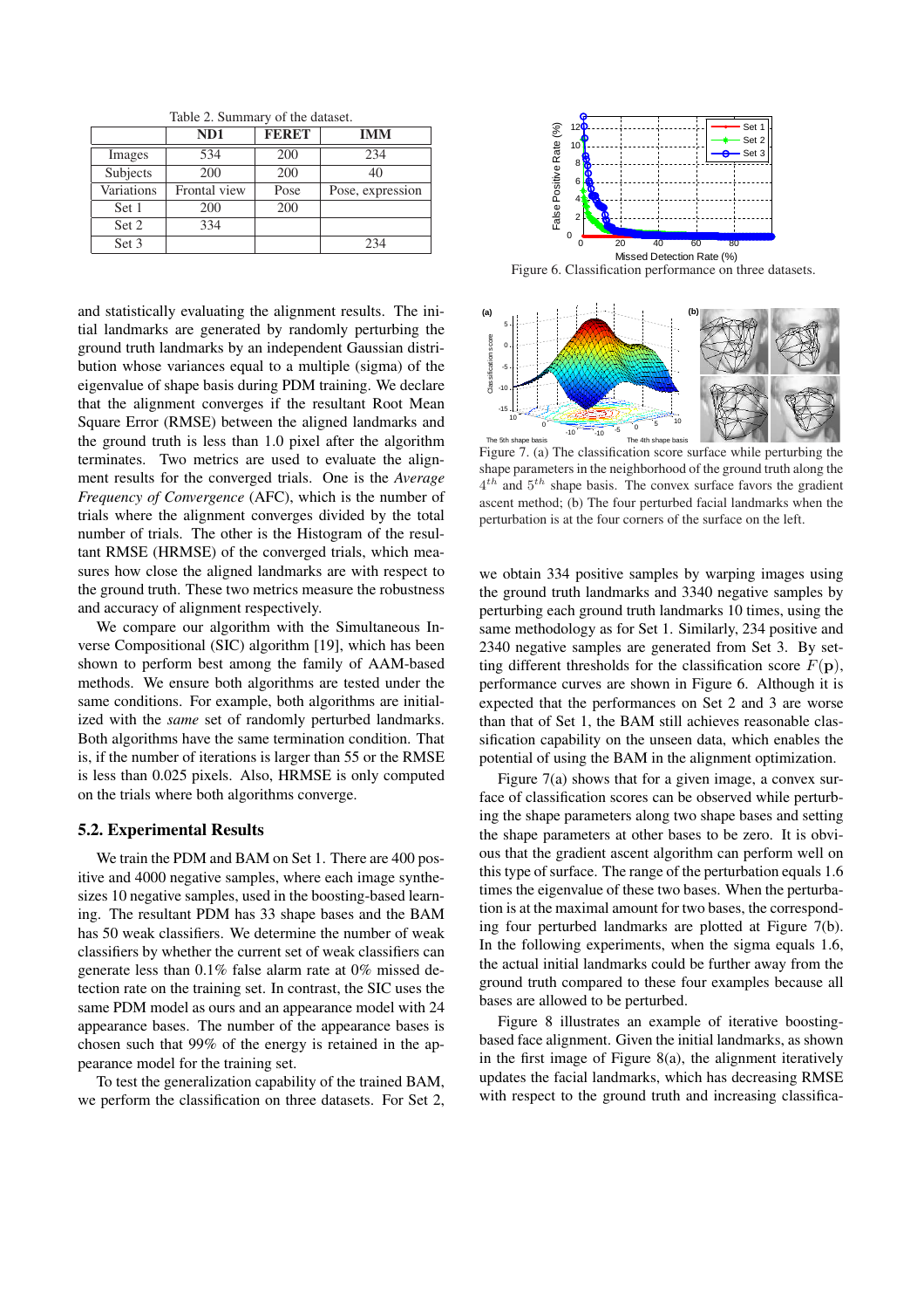Table 2. Summary of the dataset.

| | ND1 | FERET | IMM |
|---|---|---|---|
| Images | 534 | 200 | 234 |
| Subjects | 200 | 200 | 40 |
| Variations | Frontal view | Pose | Pose, expression |
| Set 1 | 200 | 200 | |
| Set 2 | 334 | | |
| Set 3 | | | 234 |

and statistically evaluating the alignment results. The initial landmarks are generated by randomly perturbing the ground truth landmarks by an independent Gaussian distribution whose variances equal to a multiple (sigma) of the eigenvalue of shape basis during PDM training. We declare that the alignment converges if the resultant Root Mean Square Error (RMSE) between the aligned landmarks and the ground truth is less than 1.0 pixel after the algorithm terminates. Two metrics are used to evaluate the alignment results for the converged trials. One is the *Average Frequency of Convergence* (AFC), which is the number of trials where the alignment converges divided by the total number of trials. The other is the Histogram of the resultant RMSE (HRMSE) of the converged trials, which measures how close the aligned landmarks are with respect to the ground truth. These two metrics measure the robustness and accuracy of alignment respectively.

We compare our algorithm with the Simultaneous Inverse Compositional (SIC) algorithm [19], which has been shown to perform best among the family of AAM-based methods. We ensure both algorithms are tested under the same conditions. For example, both algorithms are initialized with the *same* set of randomly perturbed landmarks. Both algorithms have the same termination condition. That is, if the number of iterations is larger than 55 or the RMSE is less than 0.025 pixels. Also, HRMSE is only computed on the trials where both algorithms converge.

### 5.2. Experimental Results

We train the PDM and BAM on Set 1. There are 400 positive and 4000 negative samples, where each image synthesizes 10 negative samples, used in the boosting-based learning. The resultant PDM has 33 shape bases and the BAM has 50 weak classifiers. We determine the number of weak classifiers by whether the current set of weak classifiers can generate less than 0.1% false alarm rate at 0% missed detection rate on the training set. In contrast, the SIC uses the same PDM model as ours and an appearance model with 24 appearance bases. The number of the appearance bases is chosen such that 99% of the energy is retained in the appearance model for the training set.

To test the generalization capability of the trained BAM, we perform the classification on three datasets. For Set 2, we obtain 334 positive samples by warping images using the ground truth landmarks and 3340 negative samples by perturbing each ground truth landmarks 10 times, using the same methodology as for Set 1. Similarly, 234 positive and 2340 negative samples are generated from Set 3. By setting different thresholds for the classification score $F(\mathbf{p})$, performance curves are shown in Figure 6. Although it is expected that the performances on Set 2 and 3 are worse than that of Set 1, the BAM still achieves reasonable classification capability on the unseen data, which enables the potential of using the BAM in the alignment optimization.

Figure 6. Classification performance on three datasets.

Figure 7. (a) The classification score surface while perturbing the shape parameters in the neighborhood of the ground truth along the $4^{th}$ and $5^{th}$ shape basis. The convex surface favors the gradient ascent method; (b) The four perturbed facial landmarks when the perturbation is at the four corners of the surface on the left.

Figure 7(a) shows that for a given image, a convex surface of classification scores can be observed while perturbing the shape parameters along two shape bases and setting the shape parameters at other bases to be zero. It is obvious that the gradient ascent algorithm can perform well on this type of surface. The range of the perturbation equals 1.6 times the eigenvalue of these two bases. When the perturbation is at the maximal amount for two bases, the corresponding four perturbed landmarks are plotted at Figure 7(b). In the following experiments, when the sigma equals 1.6, the actual initial landmarks could be further away from the ground truth compared to these four examples because all bases are allowed to be perturbed.

Figure 8 illustrates an example of iterative boosting-based face alignment. Given the initial landmarks, as shown in the first image of Figure 8(a), the alignment iteratively updates the facial landmarks, which has decreasing RMSE with respect to the ground truth and increasing classifica-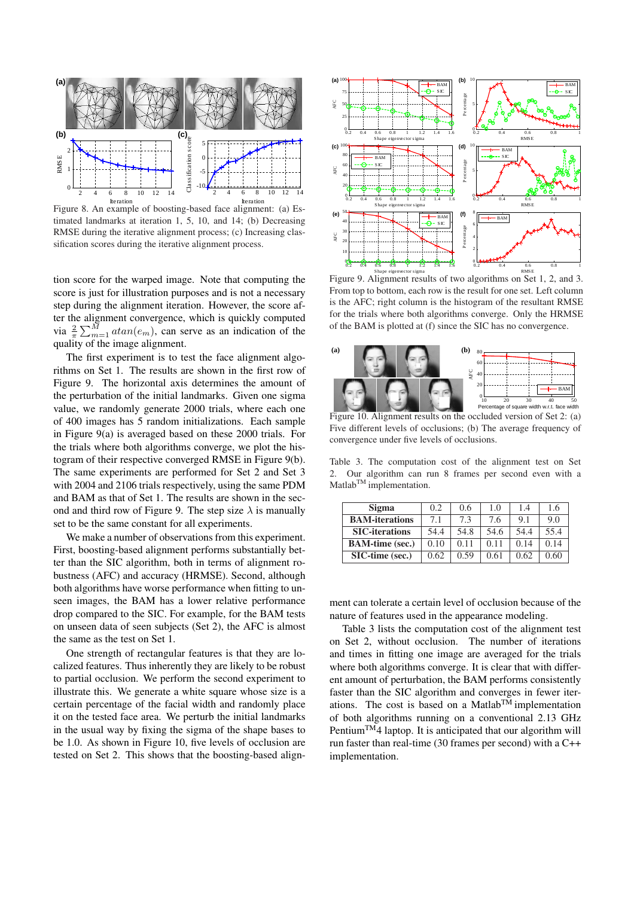Figure 8. An example of boosting-based face alignment: (a) Estimated landmarks at iteration 1, 5, 10, and 14; (b) Decreasing RMSE during the iterative alignment process; (c) Increasing classification scores during the iterative alignment process.

tion score for the warped image. Note that computing the score is just for illustration purposes and is not a necessary step during the alignment iteration. However, the score after the alignment convergence, which is quickly computed via $\frac{2}{\pi}\sum_{m=1}^{M} atan(e_m)$, can serve as an indication of the quality of the image alignment.

The first experiment is to test the face alignment algorithms on Set 1. The results are shown in the first row of Figure 9. The horizontal axis determines the amount of the perturbation of the initial landmarks. Given one sigma value, we randomly generate 2000 trials, where each one of 400 images has 5 random initializations. Each sample in Figure 9(a) is averaged based on these 2000 trials. For the trials where both algorithms converge, we plot the histogram of their respective converged RMSE in Figure 9(b). The same experiments are performed for Set 2 and Set 3 with 2004 and 2106 trials respectively, using the same PDM and BAM as that of Set 1. The results are shown in the second and third row of Figure 9. The step size $\lambda$ is manually set to be the same constant for all experiments.

We make a number of observations from this experiment. First, boosting-based alignment performs substantially better than the SIC algorithm, both in terms of alignment robustness (AFC) and accuracy (HRMSE). Second, although both algorithms have worse performance when fitting to unseen images, the BAM has a lower relative performance drop compared to the SIC. For example, for the BAM tests on unseen data of seen subjects (Set 2), the AFC is almost the same as the test on Set 1.

One strength of rectangular features is that they are localized features. Thus inherently they are likely to be robust to partial occlusion. We perform the second experiment to illustrate this. We generate a white square whose size is a certain percentage of the facial width and randomly place it on the tested face area. We perturb the initial landmarks in the usual way by fixing the sigma of the shape bases to be 1.0. As shown in Figure 10, five levels of occlusion are tested on Set 2. This shows that the boosting-based alignment can tolerate a certain level of occlusion because of the nature of features used in the appearance modeling.

Figure 9. Alignment results of two algorithms on Set 1, 2, and 3. From top to bottom, each row is the result for one set. Left column is the AFC; right column is the histogram of the resultant RMSE for the trials where both algorithms converge. Only the HRMSE of the BAM is plotted at (f) since the SIC has no convergence.

Figure 10. Alignment results on the occluded version of Set 2: (a) Five different levels of occlusions; (b) The average frequency of convergence under five levels of occlusions.

Table 3. The computation cost of the alignment test on Set 2. Our algorithm can run 8 frames per second even with a Matlab™ implementation.

| **Sigma** | 0.2 | 0.6 | 1.0 | 1.4 | 1.6 |
|---|---|---|---|---|---|
| **BAM-iterations** | 7.1 | 7.3 | 7.6 | 9.1 | 9.0 |
| **SIC-iterations** | 54.4 | 54.8 | 54.6 | 54.4 | 55.4 |
| **BAM-time (sec.)** | 0.10 | 0.11 | 0.11 | 0.14 | 0.14 |
| **SIC-time (sec.)** | 0.62 | 0.59 | 0.61 | 0.62 | 0.60 |

Table 3 lists the computation cost of the alignment test on Set 2, without occlusion. The number of iterations and times in fitting one image are averaged for the trials where both algorithms converge. It is clear that with different amount of perturbation, the BAM performs consistently faster than the SIC algorithm and converges in fewer iterations. The cost is based on a Matlab™ implementation of both algorithms running on a conventional 2.13 GHz Pentium™4 laptop. It is anticipated that our algorithm will run faster than real-time (30 frames per second) with a C++ implementation.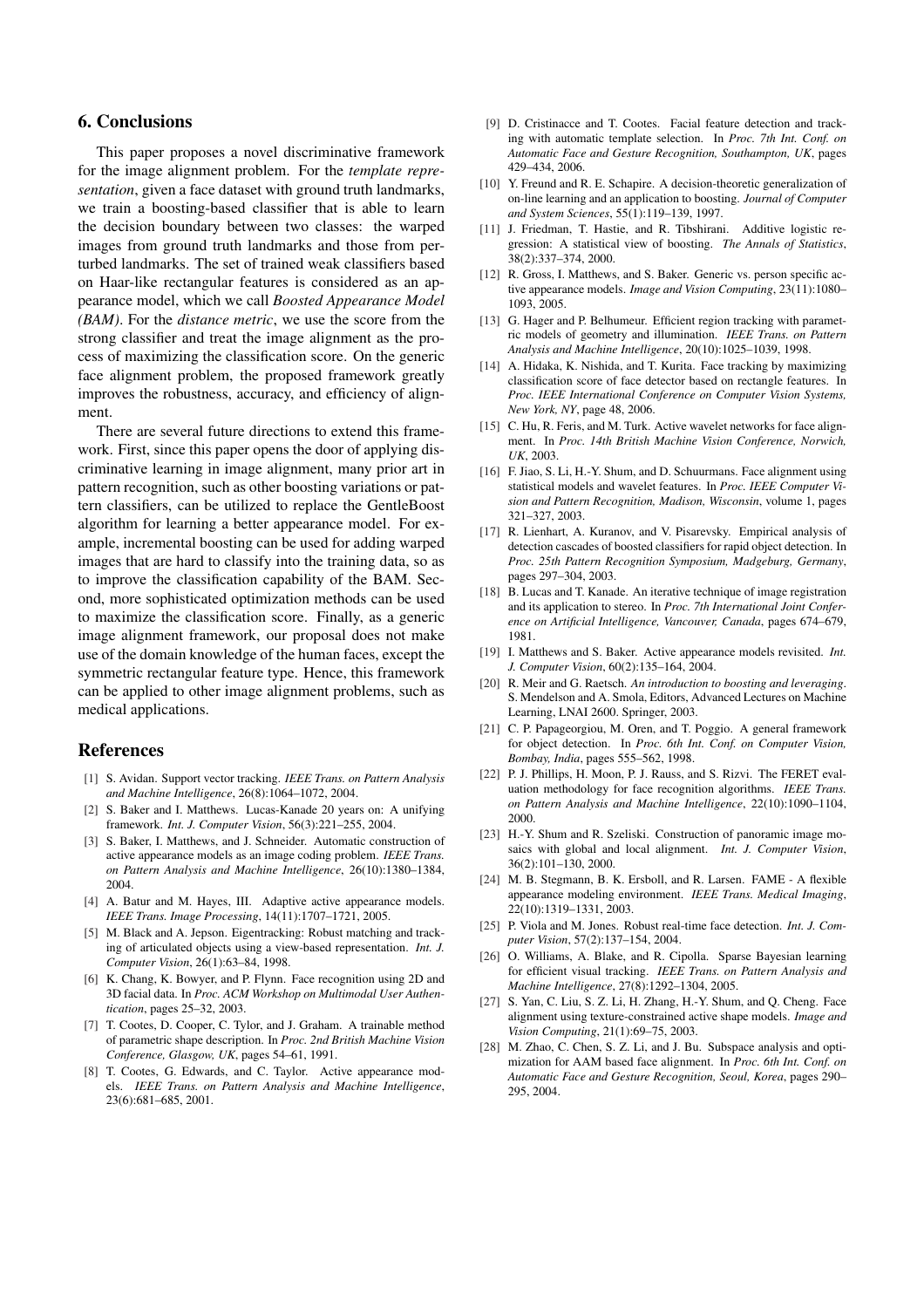## 6. Conclusions

This paper proposes a novel discriminative framework for the image alignment problem. For the *template representation*, given a face dataset with ground truth landmarks, we train a boosting-based classifier that is able to learn the decision boundary between two classes: the warped images from ground truth landmarks and those from perturbed landmarks. The set of trained weak classifiers based on Haar-like rectangular features is considered as an appearance model, which we call *Boosted Appearance Model (BAM)*. For the *distance metric*, we use the score from the strong classifier and treat the image alignment as the process of maximizing the classification score. On the generic face alignment problem, the proposed framework greatly improves the robustness, accuracy, and efficiency of alignment.

There are several future directions to extend this framework. First, since this paper opens the door of applying discriminative learning in image alignment, many prior art in pattern recognition, such as other boosting variations or pattern classifiers, can be utilized to replace the GentleBoost algorithm for learning a better appearance model. For example, incremental boosting can be used for adding warped images that are hard to classify into the training data, so as to improve the classification capability of the BAM. Second, more sophisticated optimization methods can be used to maximize the classification score. Finally, as a generic image alignment framework, our proposal does not make use of the domain knowledge of the human faces, except the symmetric rectangular feature type. Hence, this framework can be applied to other image alignment problems, such as medical applications.

## References

[1] S. Avidan. Support vector tracking. *IEEE Trans. on Pattern Analysis and Machine Intelligence*, 26(8):1064–1072, 2004.

[2] S. Baker and I. Matthews. Lucas-Kanade 20 years on: A unifying framework. *Int. J. Computer Vision*, 56(3):221–255, 2004.

[3] S. Baker, I. Matthews, and J. Schneider. Automatic construction of active appearance models as an image coding problem. *IEEE Trans. on Pattern Analysis and Machine Intelligence*, 26(10):1380–1384, 2004.

[4] A. Batur and M. Hayes, III. Adaptive active appearance models. *IEEE Trans. Image Processing*, 14(11):1707–1721, 2005.

[5] M. Black and A. Jepson. Eigentracking: Robust matching and tracking of articulated objects using a view-based representation. *Int. J. Computer Vision*, 26(1):63–84, 1998.

[6] K. Chang, K. Bowyer, and P. Flynn. Face recognition using 2D and 3D facial data. In *Proc. ACM Workshop on Multimodal User Authentication*, pages 25–32, 2003.

[7] T. Cootes, D. Cooper, C. Tylor, and J. Graham. A trainable method of parametric shape description. In *Proc. 2nd British Machine Vision Conference, Glasgow, UK*, pages 54–61, 1991.

[8] T. Cootes, G. Edwards, and C. Taylor. Active appearance models. *IEEE Trans. on Pattern Analysis and Machine Intelligence*, 23(6):681–685, 2001.

[9] D. Cristinacce and T. Cootes. Facial feature detection and tracking with automatic template selection. In *Proc. 7th Int. Conf. on Automatic Face and Gesture Recognition, Southampton, UK*, pages 429–434, 2006.

[10] Y. Freund and R. E. Schapire. A decision-theoretic generalization of on-line learning and an application to boosting. *Journal of Computer and System Sciences*, 55(1):119–139, 1997.

[11] J. Friedman, T. Hastie, and R. Tibshirani. Additive logistic regression: A statistical view of boosting. *The Annals of Statistics*, 38(2):337–374, 2000.

[12] R. Gross, I. Matthews, and S. Baker. Generic vs. person specific active appearance models. *Image and Vision Computing*, 23(11):1080–1093, 2005.

[13] G. Hager and P. Belhumeur. Efficient region tracking with parametric models of geometry and illumination. *IEEE Trans. on Pattern Analysis and Machine Intelligence*, 20(10):1025–1039, 1998.

[14] A. Hidaka, K. Nishida, and T. Kurita. Face tracking by maximizing classification score of face detector based on rectangle features. In *Proc. IEEE International Conference on Computer Vision Systems, New York, NY*, page 48, 2006.

[15] C. Hu, R. Feris, and M. Turk. Active wavelet networks for face alignment. In *Proc. 14th British Machine Vision Conference, Norwich, UK*, 2003.

[16] F. Jiao, S. Li, H.-Y. Shum, and D. Schuurmans. Face alignment using statistical models and wavelet features. In *Proc. IEEE Computer Vision and Pattern Recognition, Madison, Wisconsin*, volume 1, pages 321–327, 2003.

[17] R. Lienhart, A. Kuranov, and V. Pisarevsky. Empirical analysis of detection cascades of boosted classifiers for rapid object detection. In *Proc. 25th Pattern Recognition Symposium, Madgeburg, Germany*, pages 297–304, 2003.

[18] B. Lucas and T. Kanade. An iterative technique of image registration and its application to stereo. In *Proc. 7th International Joint Conference on Artificial Intelligence, Vancouver, Canada*, pages 674–679, 1981.

[19] I. Matthews and S. Baker. Active appearance models revisited. *Int. J. Computer Vision*, 60(2):135–164, 2004.

[20] R. Meir and G. Raetsch. *An introduction to boosting and leveraging*. S. Mendelson and A. Smola, Editors, Advanced Lectures on Machine Learning, LNAI 2600. Springer, 2003.

[21] C. P. Papageorgiou, M. Oren, and T. Poggio. A general framework for object detection. In *Proc. 6th Int. Conf. on Computer Vision, Bombay, India*, pages 555–562, 1998.

[22] P. J. Phillips, H. Moon, P. J. Rauss, and S. Rizvi. The FERET evaluation methodology for face recognition algorithms. *IEEE Trans. on Pattern Analysis and Machine Intelligence*, 22(10):1090–1104, 2000.

[23] H.-Y. Shum and R. Szeliski. Construction of panoramic image mosaics with global and local alignment. *Int. J. Computer Vision*, 36(2):101–130, 2000.

[24] M. B. Stegmann, B. K. Ersboll, and R. Larsen. FAME - A flexible appearance modeling environment. *IEEE Trans. Medical Imaging*, 22(10):1319–1331, 2003.

[25] P. Viola and M. Jones. Robust real-time face detection. *Int. J. Computer Vision*, 57(2):137–154, 2004.

[26] O. Williams, A. Blake, and R. Cipolla. Sparse Bayesian learning for efficient visual tracking. *IEEE Trans. on Pattern Analysis and Machine Intelligence*, 27(8):1292–1304, 2005.

[27] S. Yan, C. Liu, S. Z. Li, H. Zhang, H.-Y. Shum, and Q. Cheng. Face alignment using texture-constrained active shape models. *Image and Vision Computing*, 21(1):69–75, 2003.

[28] M. Zhao, C. Chen, S. Z. Li, and J. Bu. Subspace analysis and optimization for AAM based face alignment. In *Proc. 6th Int. Conf. on Automatic Face and Gesture Recognition, Seoul, Korea*, pages 290–295, 2004.